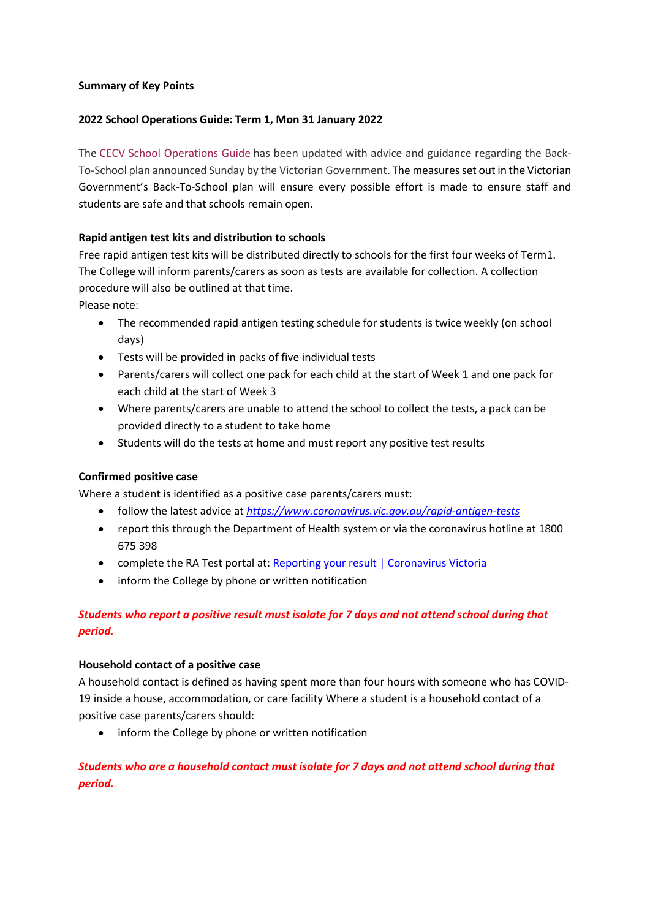**Summary of Key Points**

**2022 School Operations Guide: Term 1, Mon 31 January 2022**

The [CECV School Operations Guide](#) has been updated with advice and guidance regarding the Back-To-School plan announced Sunday by the Victorian Government. The measures set out in the Victorian Government's Back-To-School plan will ensure every possible effort is made to ensure staff and students are safe and that schools remain open.

**Rapid antigen test kits and distribution to schools**

Free rapid antigen test kits will be distributed directly to schools for the first four weeks of Term1. The College will inform parents/carers as soon as tests are available for collection. A collection procedure will also be outlined at that time.

Please note:

- The recommended rapid antigen testing schedule for students is twice weekly (on school days)
- Tests will be provided in packs of five individual tests
- Parents/carers will collect one pack for each child at the start of Week 1 and one pack for each child at the start of Week 3
- Where parents/carers are unable to attend the school to collect the tests, a pack can be provided directly to a student to take home
- Students will do the tests at home and must report any positive test results

**Confirmed positive case**

Where a student is identified as a positive case parents/carers must:

- follow the latest advice at *https://www.coronavirus.vic.gov.au/rapid-antigen-tests*
- report this through the Department of Health system or via the coronavirus hotline at 1800 675 398
- complete the RA Test portal at: [Reporting your result | Coronavirus Victoria](#)
- inform the College by phone or written notification

***Students who report a positive result must isolate for 7 days and not attend school during that period.***

**Household contact of a positive case**

A household contact is defined as having spent more than four hours with someone who has COVID-19 inside a house, accommodation, or care facility Where a student is a household contact of a positive case parents/carers should:

- inform the College by phone or written notification

***Students who are a household contact must isolate for 7 days and not attend school during that period.***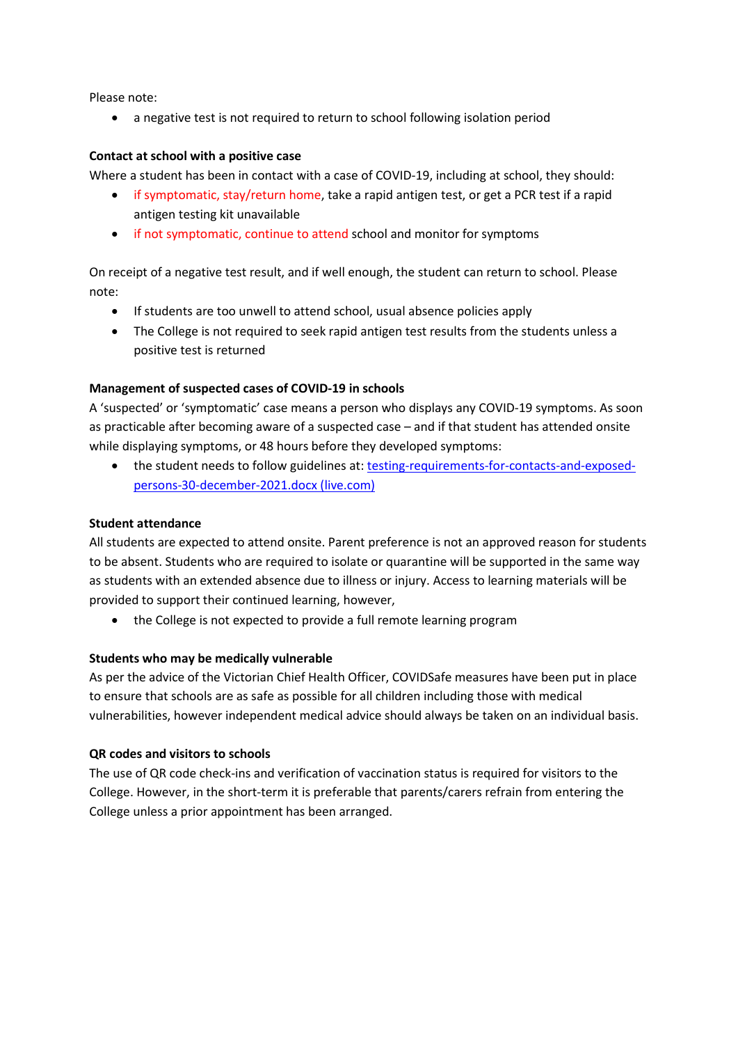Please note:

- a negative test is not required to return to school following isolation period

**Contact at school with a positive case**

Where a student has been in contact with a case of COVID-19, including at school, they should:

- if symptomatic, stay/return home, take a rapid antigen test, or get a PCR test if a rapid antigen testing kit unavailable
- if not symptomatic, continue to attend school and monitor for symptoms

On receipt of a negative test result, and if well enough, the student can return to school. Please note:

- If students are too unwell to attend school, usual absence policies apply
- The College is not required to seek rapid antigen test results from the students unless a positive test is returned

**Management of suspected cases of COVID-19 in schools**

A 'suspected' or 'symptomatic' case means a person who displays any COVID-19 symptoms. As soon as practicable after becoming aware of a suspected case – and if that student has attended onsite while displaying symptoms, or 48 hours before they developed symptoms:

- the student needs to follow guidelines at: testing-requirements-for-contacts-and-exposed-persons-30-december-2021.docx (live.com)

**Student attendance**

All students are expected to attend onsite. Parent preference is not an approved reason for students to be absent. Students who are required to isolate or quarantine will be supported in the same way as students with an extended absence due to illness or injury. Access to learning materials will be provided to support their continued learning, however,

- the College is not expected to provide a full remote learning program

**Students who may be medically vulnerable**

As per the advice of the Victorian Chief Health Officer, COVIDSafe measures have been put in place to ensure that schools are as safe as possible for all children including those with medical vulnerabilities, however independent medical advice should always be taken on an individual basis.

**QR codes and visitors to schools**

The use of QR code check-ins and verification of vaccination status is required for visitors to the College. However, in the short-term it is preferable that parents/carers refrain from entering the College unless a prior appointment has been arranged.